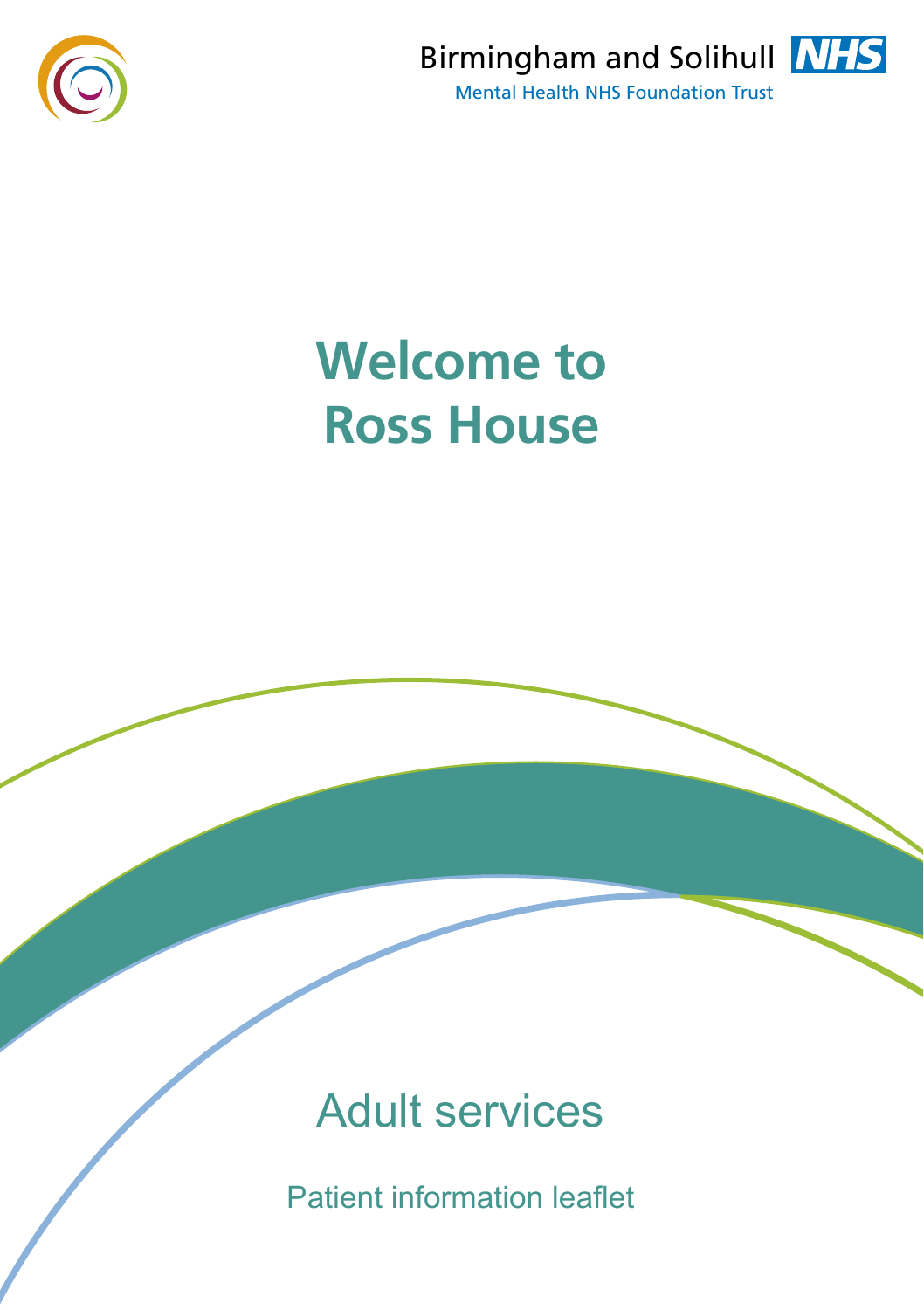Birmingham and Solihull NHS

Mental Health NHS Foundation Trust

# Welcome to Ross House

## Adult services

Patient information leaflet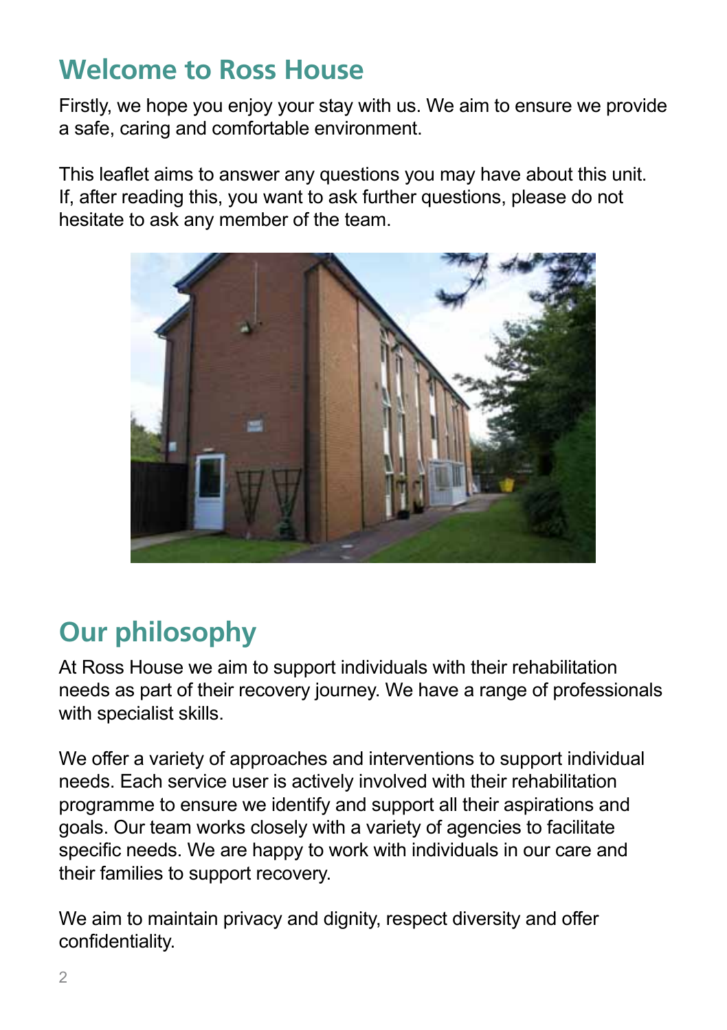## Welcome to Ross House

Firstly, we hope you enjoy your stay with us. We aim to ensure we provide a safe, caring and comfortable environment.

This leaflet aims to answer any questions you may have about this unit. If, after reading this, you want to ask further questions, please do not hesitate to ask any member of the team.

## Our philosophy

At Ross House we aim to support individuals with their rehabilitation needs as part of their recovery journey. We have a range of professionals with specialist skills.

We offer a variety of approaches and interventions to support individual needs. Each service user is actively involved with their rehabilitation programme to ensure we identify and support all their aspirations and goals. Our team works closely with a variety of agencies to facilitate specific needs. We are happy to work with individuals in our care and their families to support recovery.

We aim to maintain privacy and dignity, respect diversity and offer confidentiality.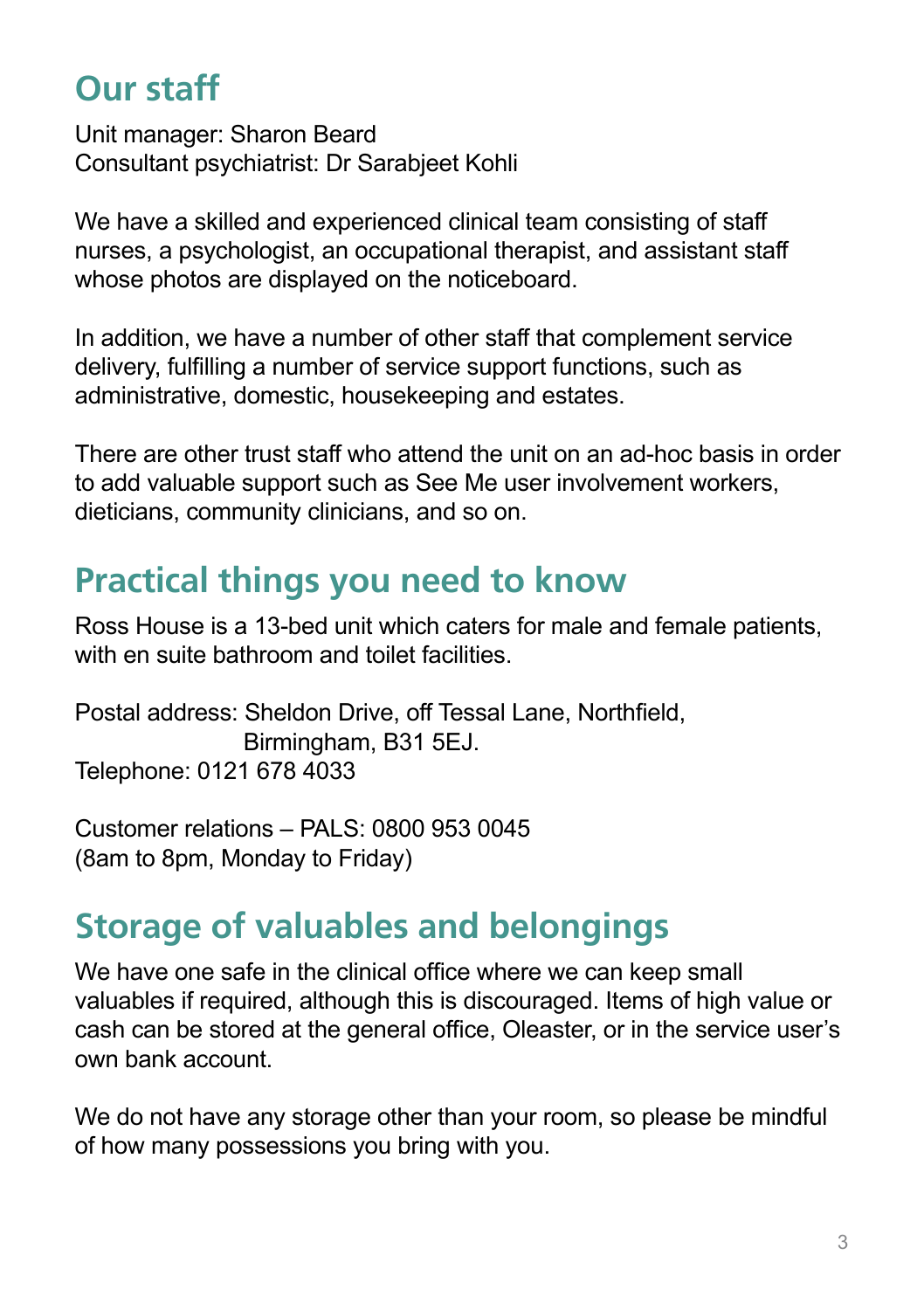## Our staff

Unit manager: Sharon Beard
Consultant psychiatrist: Dr Sarabjeet Kohli

We have a skilled and experienced clinical team consisting of staff nurses, a psychologist, an occupational therapist, and assistant staff whose photos are displayed on the noticeboard.

In addition, we have a number of other staff that complement service delivery, fulfilling a number of service support functions, such as administrative, domestic, housekeeping and estates.

There are other trust staff who attend the unit on an ad-hoc basis in order to add valuable support such as See Me user involvement workers, dieticians, community clinicians, and so on.

## Practical things you need to know

Ross House is a 13-bed unit which caters for male and female patients, with en suite bathroom and toilet facilities.

Postal address: Sheldon Drive, off Tessal Lane, Northfield, Birmingham, B31 5EJ.
Telephone: 0121 678 4033

Customer relations – PALS: 0800 953 0045
(8am to 8pm, Monday to Friday)

## Storage of valuables and belongings

We have one safe in the clinical office where we can keep small valuables if required, although this is discouraged. Items of high value or cash can be stored at the general office, Oleaster, or in the service user's own bank account.

We do not have any storage other than your room, so please be mindful of how many possessions you bring with you.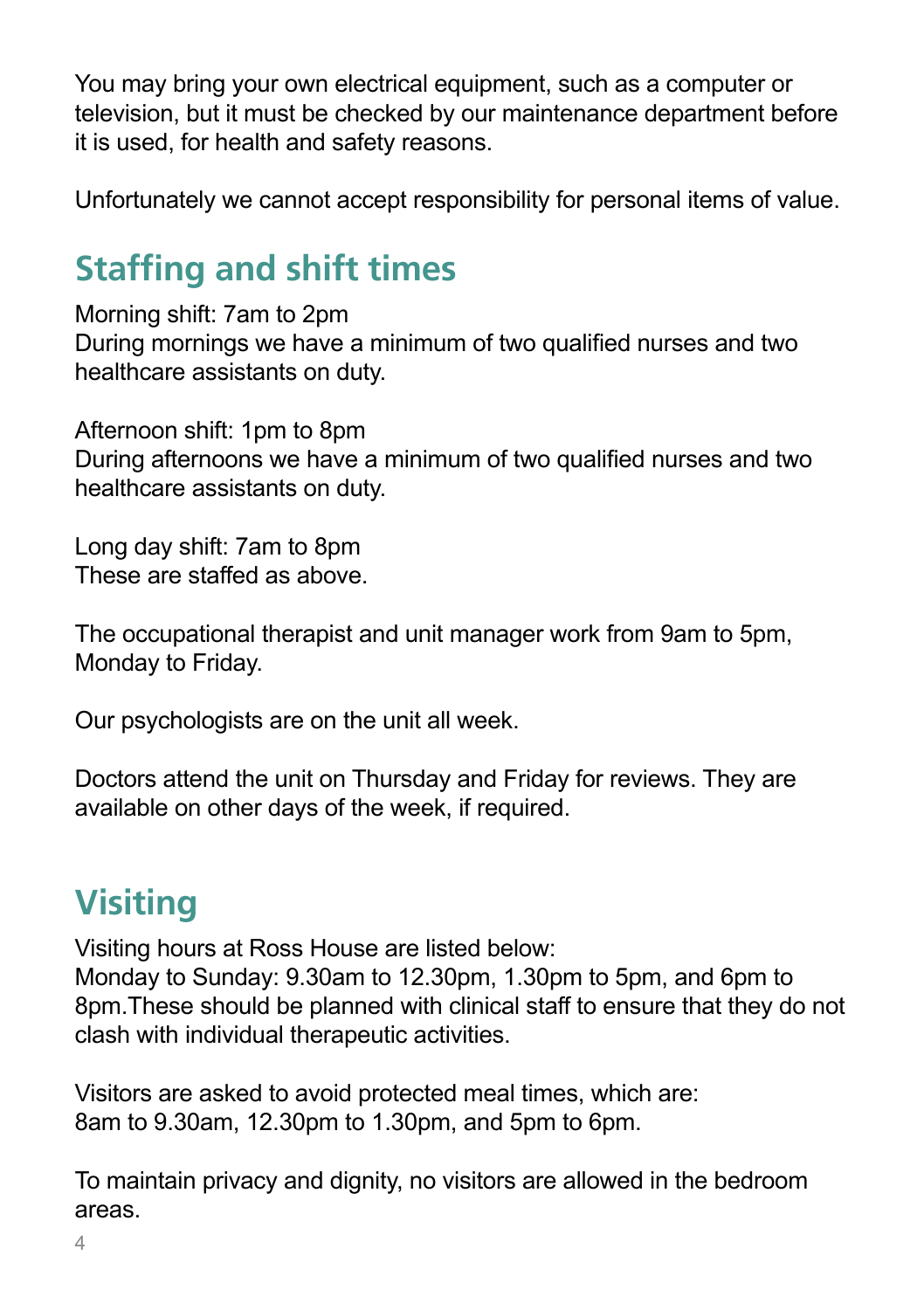You may bring your own electrical equipment, such as a computer or television, but it must be checked by our maintenance department before it is used, for health and safety reasons.

Unfortunately we cannot accept responsibility for personal items of value.

## Staffing and shift times

Morning shift: 7am to 2pm
During mornings we have a minimum of two qualified nurses and two healthcare assistants on duty.

Afternoon shift: 1pm to 8pm
During afternoons we have a minimum of two qualified nurses and two healthcare assistants on duty.

Long day shift: 7am to 8pm
These are staffed as above.

The occupational therapist and unit manager work from 9am to 5pm, Monday to Friday.

Our psychologists are on the unit all week.

Doctors attend the unit on Thursday and Friday for reviews. They are available on other days of the week, if required.

## Visiting

Visiting hours at Ross House are listed below:
Monday to Sunday: 9.30am to 12.30pm, 1.30pm to 5pm, and 6pm to 8pm.These should be planned with clinical staff to ensure that they do not clash with individual therapeutic activities.

Visitors are asked to avoid protected meal times, which are:
8am to 9.30am, 12.30pm to 1.30pm, and 5pm to 6pm.

To maintain privacy and dignity, no visitors are allowed in the bedroom areas.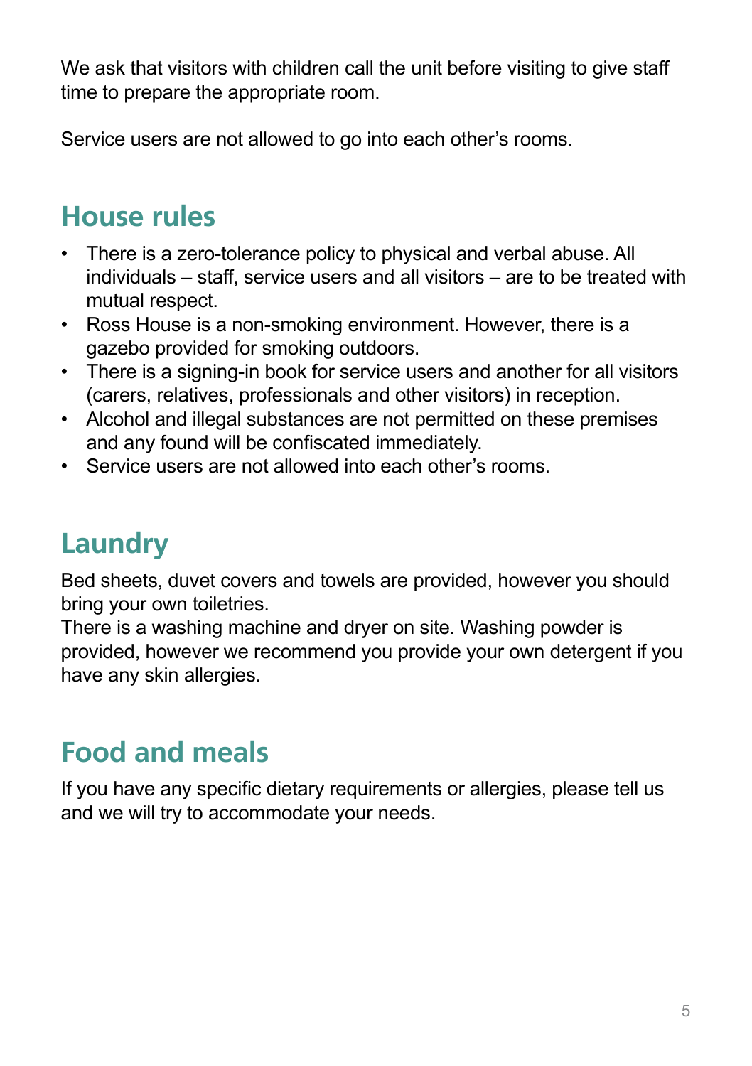We ask that visitors with children call the unit before visiting to give staff time to prepare the appropriate room.

Service users are not allowed to go into each other's rooms.

## House rules

- There is a zero-tolerance policy to physical and verbal abuse. All individuals – staff, service users and all visitors – are to be treated with mutual respect.
- Ross House is a non-smoking environment. However, there is a gazebo provided for smoking outdoors.
- There is a signing-in book for service users and another for all visitors (carers, relatives, professionals and other visitors) in reception.
- Alcohol and illegal substances are not permitted on these premises and any found will be confiscated immediately.
- Service users are not allowed into each other's rooms.

## Laundry

Bed sheets, duvet covers and towels are provided, however you should bring your own toiletries.
There is a washing machine and dryer on site. Washing powder is provided, however we recommend you provide your own detergent if you have any skin allergies.

## Food and meals

If you have any specific dietary requirements or allergies, please tell us and we will try to accommodate your needs.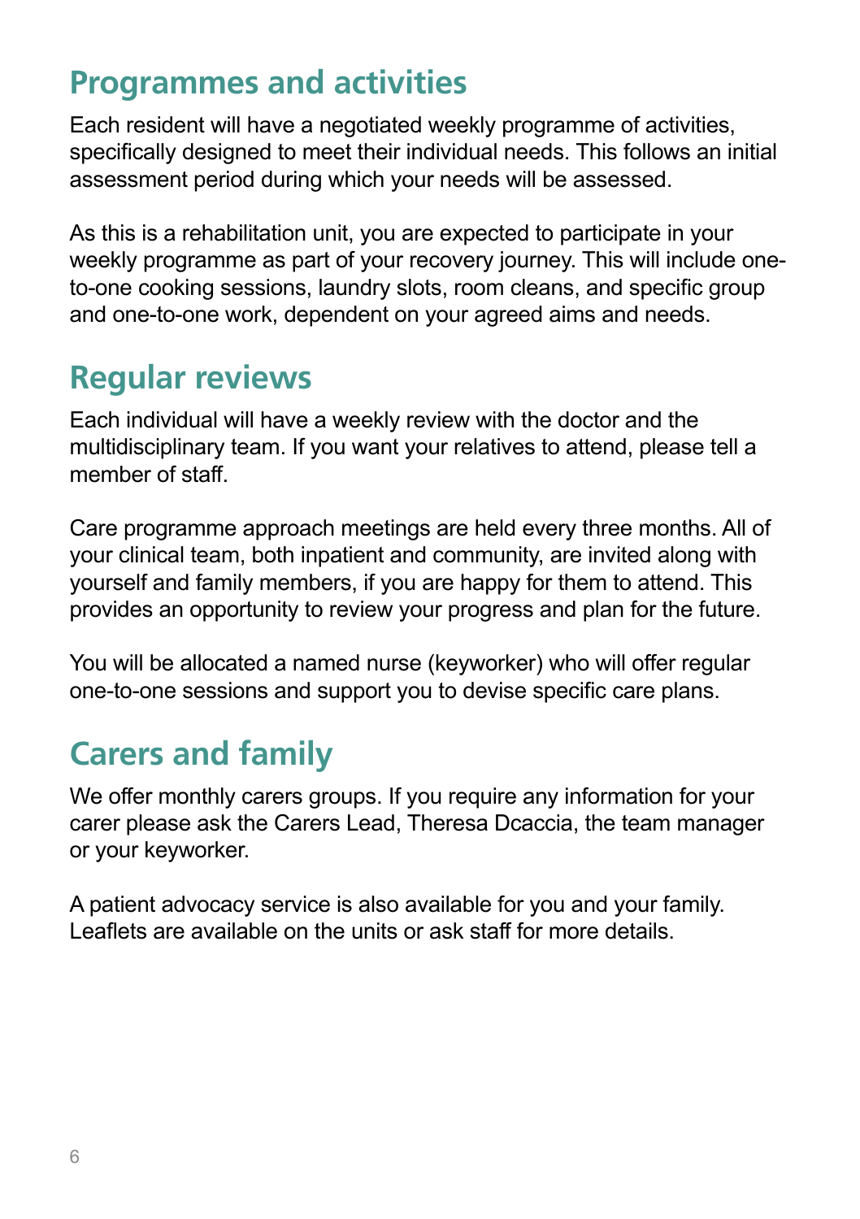## Programmes and activities

Each resident will have a negotiated weekly programme of activities, specifically designed to meet their individual needs. This follows an initial assessment period during which your needs will be assessed.

As this is a rehabilitation unit, you are expected to participate in your weekly programme as part of your recovery journey. This will include one-to-one cooking sessions, laundry slots, room cleans, and specific group and one-to-one work, dependent on your agreed aims and needs.

## Regular reviews

Each individual will have a weekly review with the doctor and the multidisciplinary team. If you want your relatives to attend, please tell a member of staff.

Care programme approach meetings are held every three months. All of your clinical team, both inpatient and community, are invited along with yourself and family members, if you are happy for them to attend. This provides an opportunity to review your progress and plan for the future.

You will be allocated a named nurse (keyworker) who will offer regular one-to-one sessions and support you to devise specific care plans.

## Carers and family

We offer monthly carers groups. If you require any information for your carer please ask the Carers Lead, Theresa Dcaccia, the team manager or your keyworker.

A patient advocacy service is also available for you and your family. Leaflets are available on the units or ask staff for more details.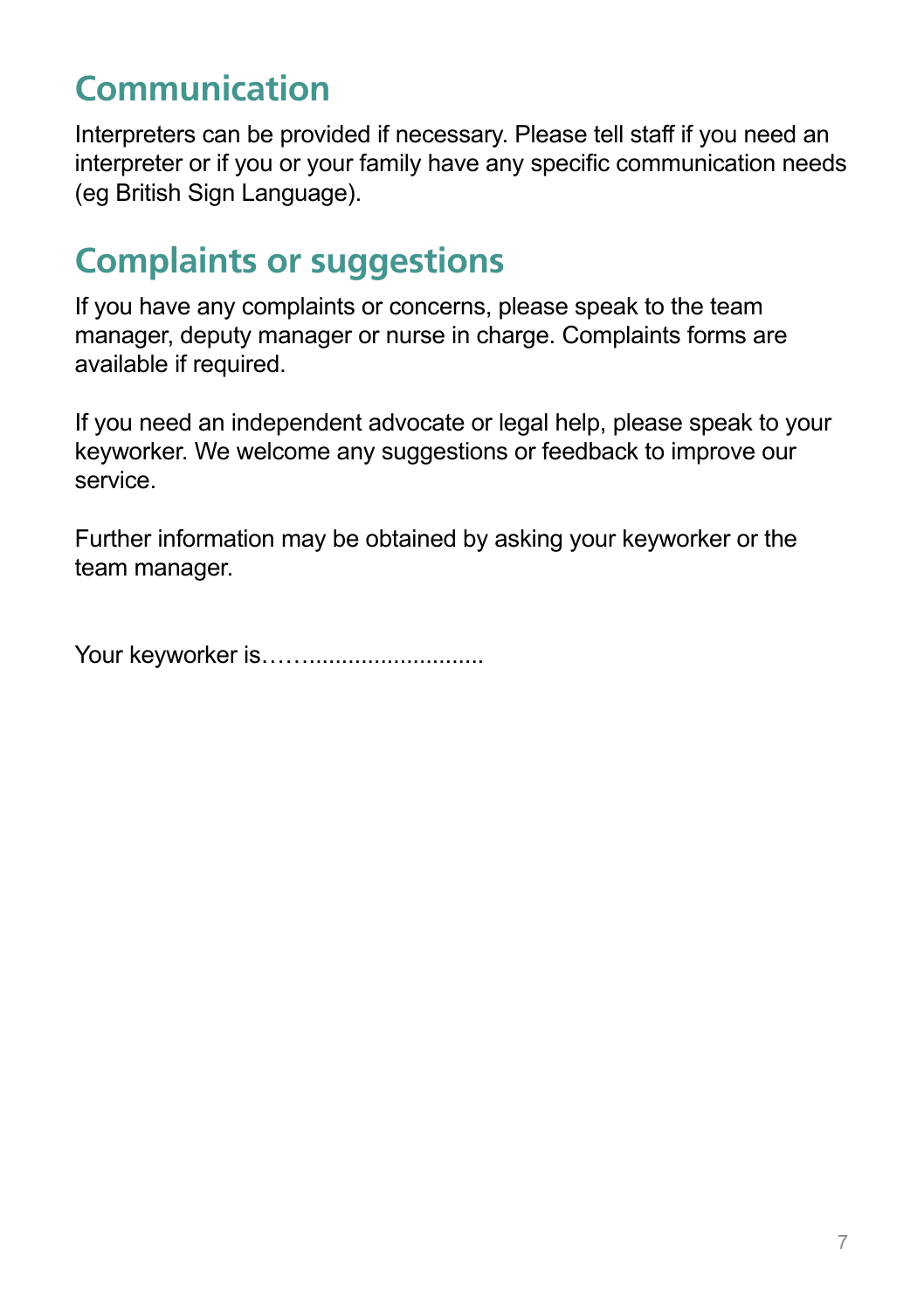## Communication

Interpreters can be provided if necessary. Please tell staff if you need an interpreter or if you or your family have any specific communication needs (eg British Sign Language).

## Complaints or suggestions

If you have any complaints or concerns, please speak to the team manager, deputy manager or nurse in charge. Complaints forms are available if required.

If you need an independent advocate or legal help, please speak to your keyworker. We welcome any suggestions or feedback to improve our service.

Further information may be obtained by asking your keyworker or the team manager.

Your keyworker is……...........................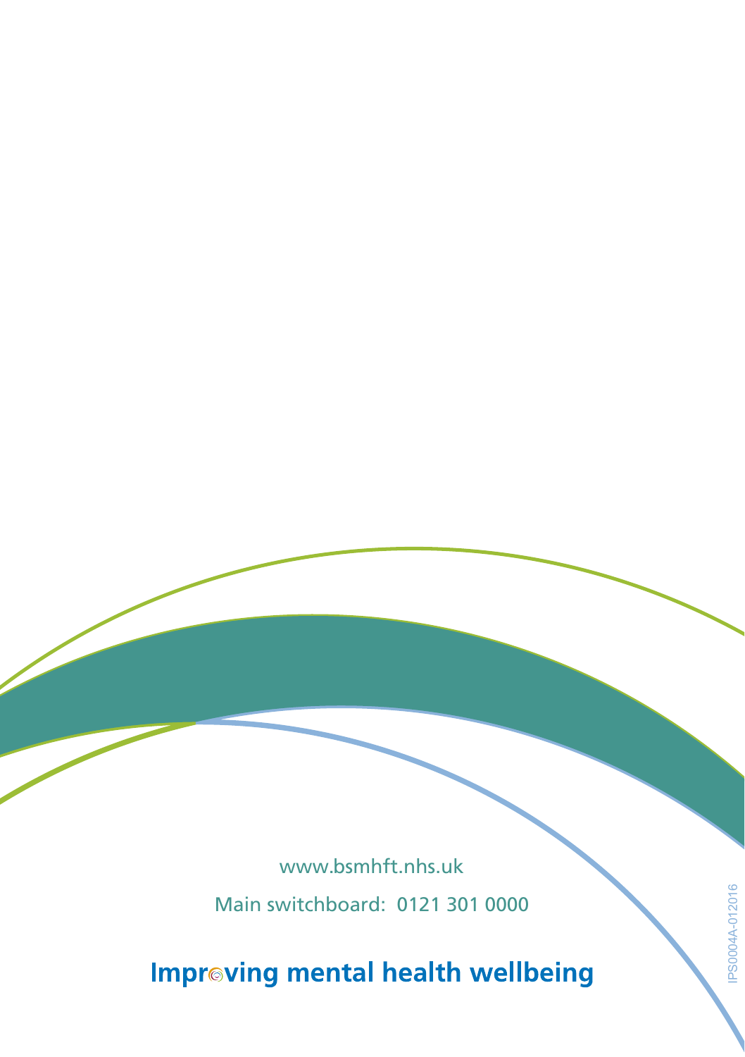www.bsmhft.nhs.uk

Main switchboard: 0121 301 0000

**Improving mental health wellbeing**

IPS0004A-012016